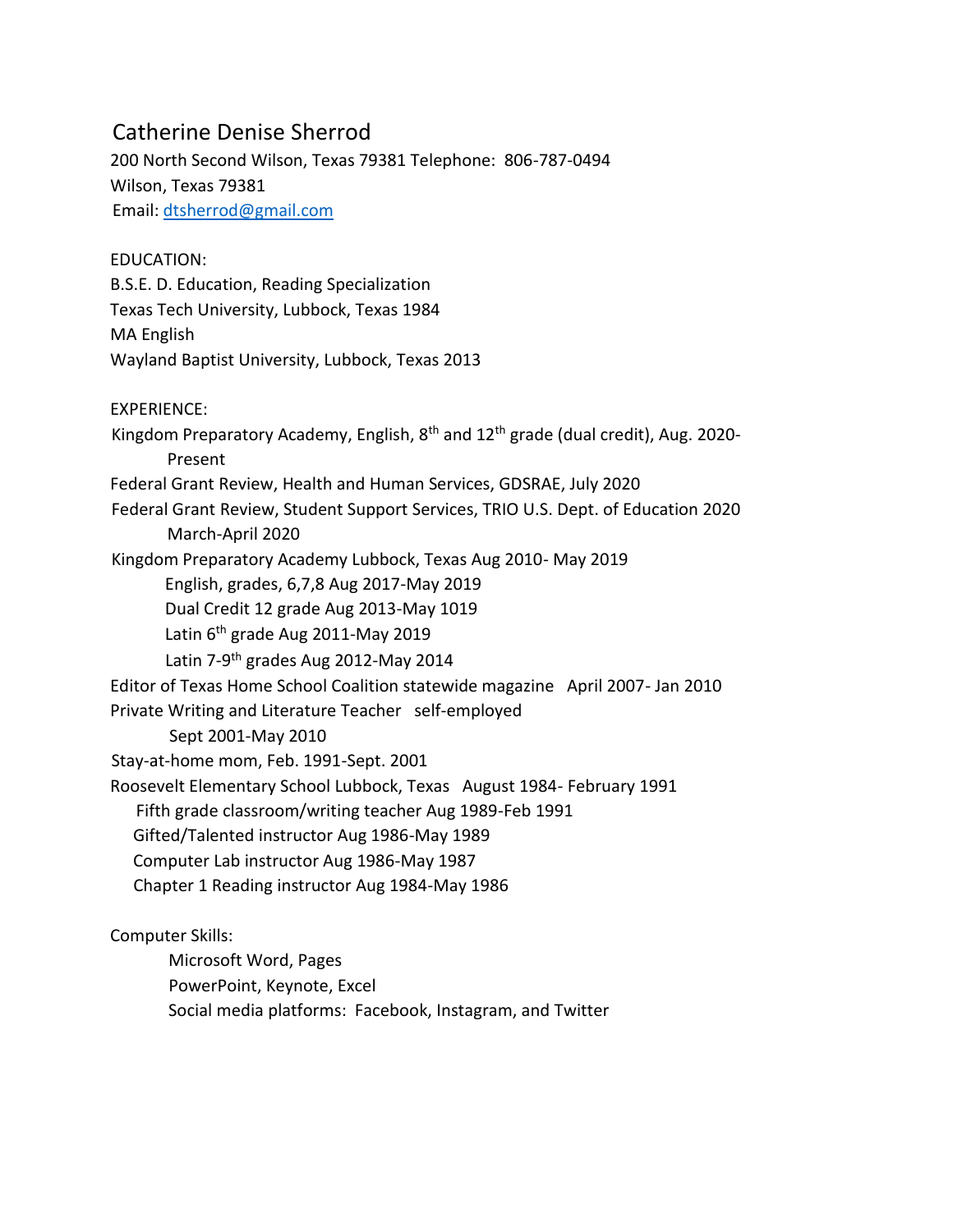# Catherine Denise Sherrod

200 North Second Wilson, Texas 79381 Telephone: 806-787-0494
Wilson, Texas 79381
Email: dtsherrod@gmail.com

EDUCATION:

B.S.E. D. Education, Reading Specialization
Texas Tech University, Lubbock, Texas 1984
MA English
Wayland Baptist University, Lubbock, Texas 2013

EXPERIENCE:

Kingdom Preparatory Academy, English, 8th and 12th grade (dual credit), Aug. 2020-Present
Federal Grant Review, Health and Human Services, GDSRAE, July 2020
Federal Grant Review, Student Support Services, TRIO U.S. Dept. of Education 2020 March-April 2020
Kingdom Preparatory Academy Lubbock, Texas Aug 2010- May 2019
- English, grades, 6,7,8 Aug 2017-May 2019
- Dual Credit 12 grade Aug 2013-May 1019
- Latin 6th grade Aug 2011-May 2019
- Latin 7-9th grades Aug 2012-May 2014

Editor of Texas Home School Coalition statewide magazine April 2007- Jan 2010
Private Writing and Literature Teacher self-employed Sept 2001-May 2010
Stay-at-home mom, Feb. 1991-Sept. 2001
Roosevelt Elementary School Lubbock, Texas August 1984- February 1991
- Fifth grade classroom/writing teacher Aug 1989-Feb 1991
- Gifted/Talented instructor Aug 1986-May 1989
- Computer Lab instructor Aug 1986-May 1987
- Chapter 1 Reading instructor Aug 1984-May 1986

Computer Skills:
- Microsoft Word, Pages
- PowerPoint, Keynote, Excel
- Social media platforms: Facebook, Instagram, and Twitter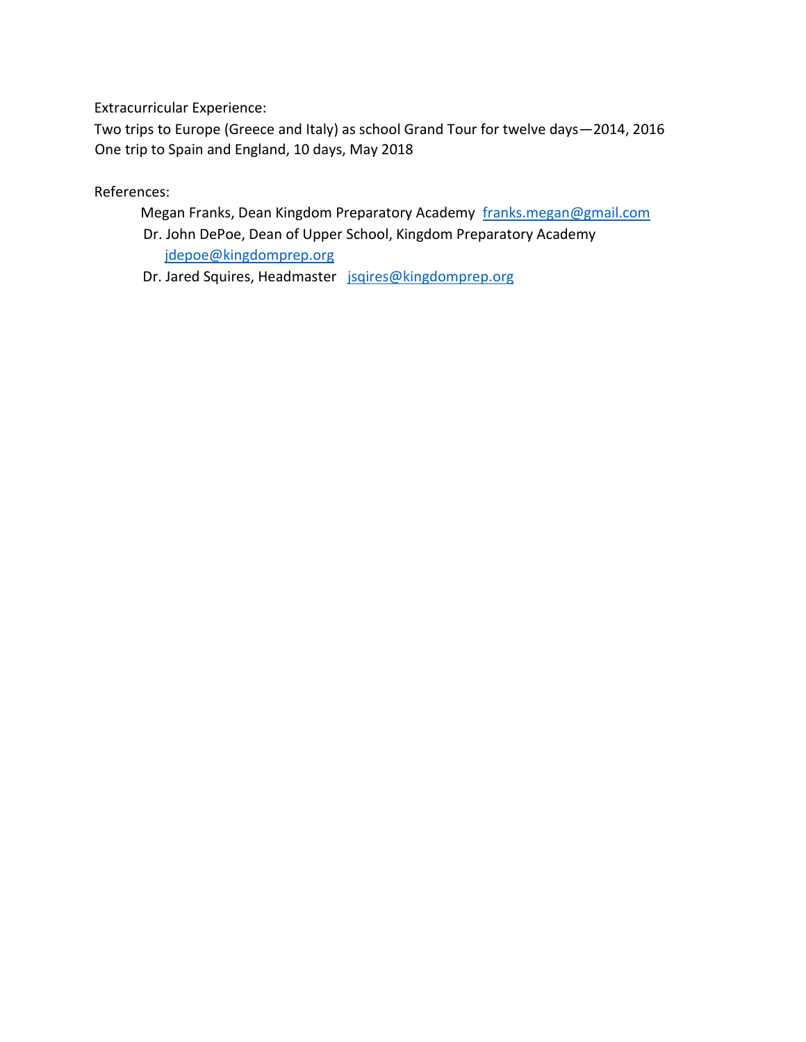Extracurricular Experience:

Two trips to Europe (Greece and Italy) as school Grand Tour for twelve days—2014, 2016
One trip to Spain and England, 10 days, May 2018

References:

- Megan Franks, Dean Kingdom Preparatory Academy franks.megan@gmail.com
- Dr. John DePoe, Dean of Upper School, Kingdom Preparatory Academy jdepoe@kingdomprep.org
- Dr. Jared Squires, Headmaster jsqires@kingdomprep.org